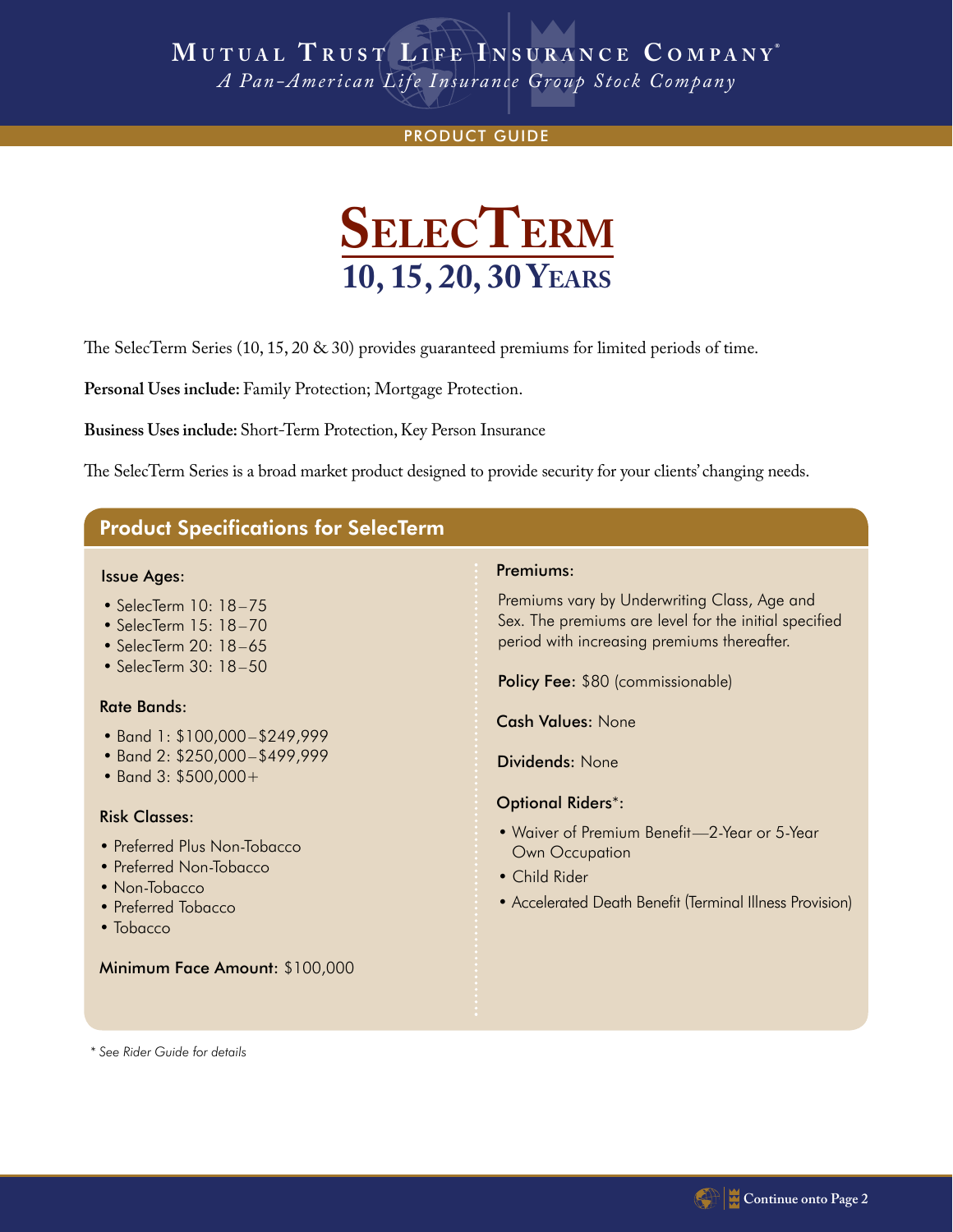**Mutual Trust Life Insurance Company®**
*A Pan-American Life Insurance Group Stock Company*

PRODUCT GUIDE

# SelecTerm
## 10, 15, 20, 30 Years

The SelecTerm Series (10, 15, 20 & 30) provides guaranteed premiums for limited periods of time.

**Personal Uses include:** Family Protection; Mortgage Protection.

**Business Uses include:** Short-Term Protection, Key Person Insurance

The SelecTerm Series is a broad market product designed to provide security for your clients' changing needs.

## Product Specifications for SelecTerm

**Issue Ages:**

- SelecTerm 10: 18–75
- SelecTerm 15: 18–70
- SelecTerm 20: 18–65
- SelecTerm 30: 18–50

**Rate Bands:**

- Band 1: $100,000–$249,999
- Band 2: $250,000–$499,999
- Band 3: $500,000+

**Risk Classes:**

- Preferred Plus Non-Tobacco
- Preferred Non-Tobacco
- Non-Tobacco
- Preferred Tobacco
- Tobacco

**Minimum Face Amount:** $100,000

**Premiums:**

Premiums vary by Underwriting Class, Age and Sex. The premiums are level for the initial specified period with increasing premiums thereafter.

**Policy Fee:** $80 (commissionable)

**Cash Values:** None

**Dividends:** None

**Optional Riders*:**

- Waiver of Premium Benefit—2-Year or 5-Year Own Occupation
- Child Rider
- Accelerated Death Benefit (Terminal Illness Provision)

*\* See Rider Guide for details*

**Continue onto Page 2**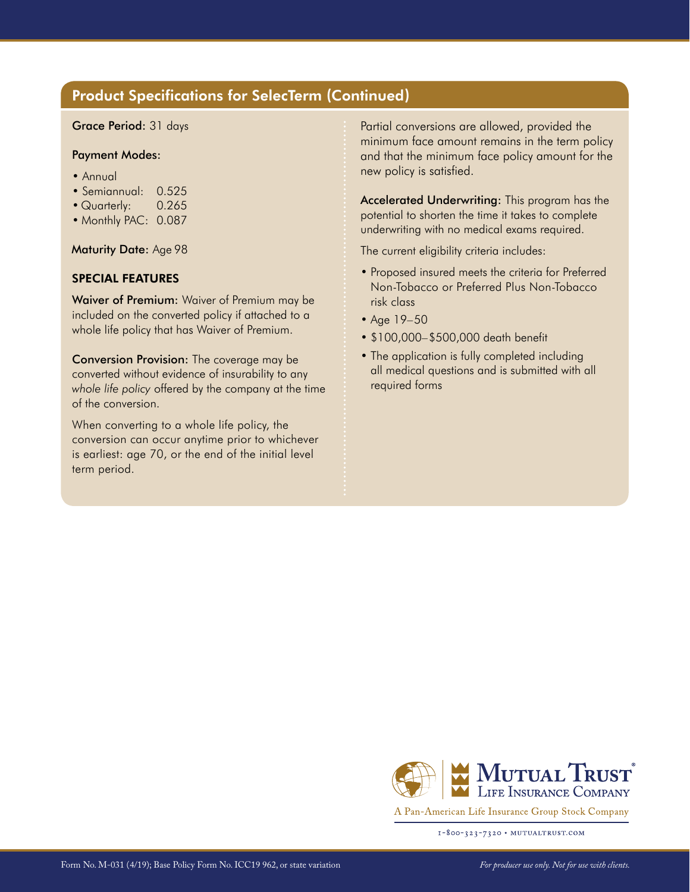## Product Specifications for SelecTerm (Continued)

**Grace Period:** 31 days

**Payment Modes:**

- Annual
- Semiannual: 0.525
- Quarterly: 0.265
- Monthly PAC: 0.087

**Maturity Date:** Age 98

### SPECIAL FEATURES

**Waiver of Premium:** Waiver of Premium may be included on the converted policy if attached to a whole life policy that has Waiver of Premium.

**Conversion Provision:** The coverage may be converted without evidence of insurability to any *whole life policy* offered by the company at the time of the conversion.

When converting to a whole life policy, the conversion can occur anytime prior to whichever is earliest: age 70, or the end of the initial level term period.

Partial conversions are allowed, provided the minimum face amount remains in the term policy and that the minimum face policy amount for the new policy is satisfied.

**Accelerated Underwriting:** This program has the potential to shorten the time it takes to complete underwriting with no medical exams required.

The current eligibility criteria includes:

- Proposed insured meets the criteria for Preferred Non-Tobacco or Preferred Plus Non-Tobacco risk class
- Age 19–50
- $100,000–$500,000 death benefit
- The application is fully completed including all medical questions and is submitted with all required forms

Mutual Trust Life Insurance Company
A Pan-American Life Insurance Group Stock Company

1-800-323-7320 • MUTUALTRUST.COM

Form No. M-031 (4/19); Base Policy Form No. ICC19 962, or state variation

*For producer use only. Not for use with clients.*